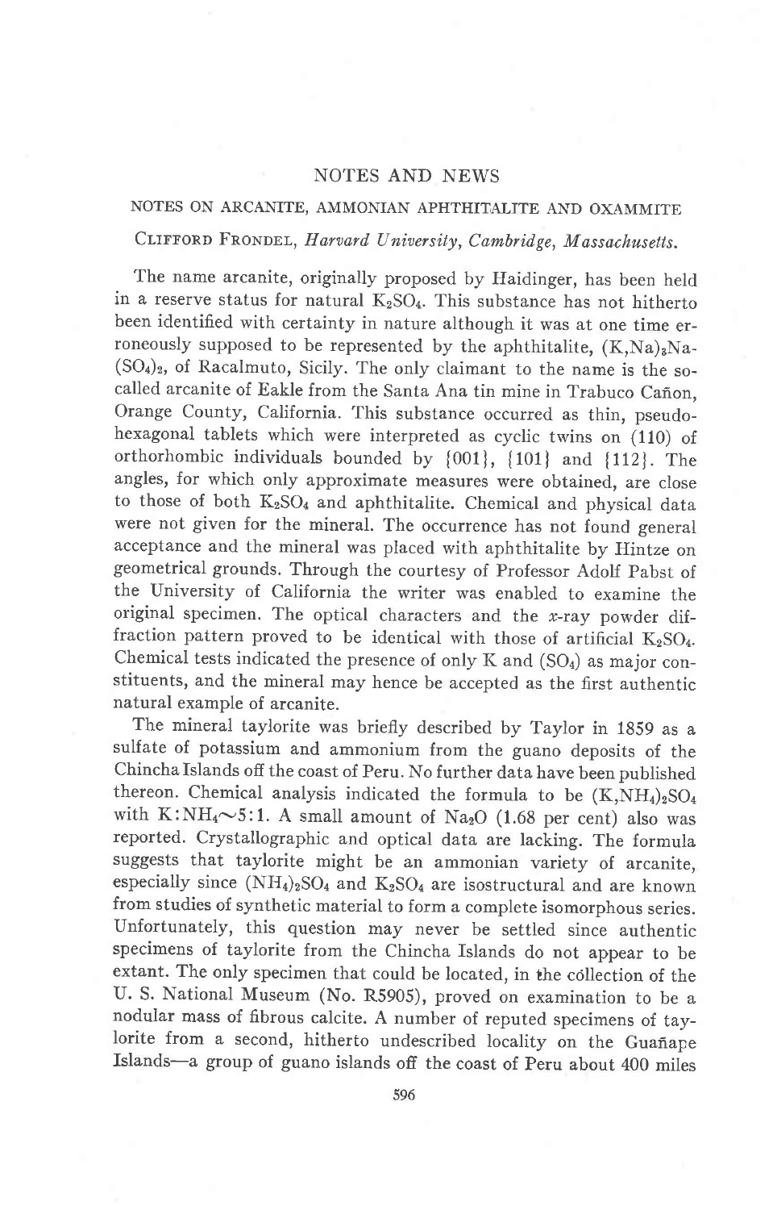## NOTES AND NEWS

### NOTES ON ARCANITE, AMMONIAN APHTHITALITE AND OXAMMITE

CLIFFORD FRONDEL, *Harvard University, Cambridge, Massachusetts.*

The name arcanite, originally proposed by Haidinger, has been held in a reserve status for natural $K_2SO_4$. This substance has not hitherto been identified with certainty in nature although it was at one time erroneously supposed to be represented by the aphthitalite, $(K,Na)_3Na(SO_4)_2$, of Racalmuto, Sicily. The only claimant to the name is the so-called arcanite of Eakle from the Santa Ana tin mine in Trabuco Cañon, Orange County, California. This substance occurred as thin, pseudo-hexagonal tablets which were interpreted as cyclic twins on (110) of orthorhombic individuals bounded by {001}, {101} and {112}. The angles, for which only approximate measures were obtained, are close to those of both $K_2SO_4$ and aphthitalite. Chemical and physical data were not given for the mineral. The occurrence has not found general acceptance and the mineral was placed with aphthitalite by Hintze on geometrical grounds. Through the courtesy of Professor Adolf Pabst of the University of California the writer was enabled to examine the original specimen. The optical characters and the $x$-ray powder diffraction pattern proved to be identical with those of artificial $K_2SO_4$. Chemical tests indicated the presence of only K and $(SO_4)$ as major constituents, and the mineral may hence be accepted as the first authentic natural example of arcanite.

The mineral taylorite was briefly described by Taylor in 1859 as a sulfate of potassium and ammonium from the guano deposits of the Chincha Islands off the coast of Peru. No further data have been published thereon. Chemical analysis indicated the formula to be $(K,NH_4)_2SO_4$ with $K:NH_4 \sim 5:1$. A small amount of $Na_2O$ (1.68 per cent) also was reported. Crystallographic and optical data are lacking. The formula suggests that taylorite might be an ammonian variety of arcanite, especially since $(NH_4)_2SO_4$ and $K_2SO_4$ are isostructural and are known from studies of synthetic material to form a complete isomorphous series. Unfortunately, this question may never be settled since authentic specimens of taylorite from the Chincha Islands do not appear to be extant. The only specimen that could be located, in the collection of the U. S. National Museum (No. R5905), proved on examination to be a nodular mass of fibrous calcite. A number of reputed specimens of taylorite from a second, hitherto undescribed locality on the Guañape Islands—a group of guano islands off the coast of Peru about 400 miles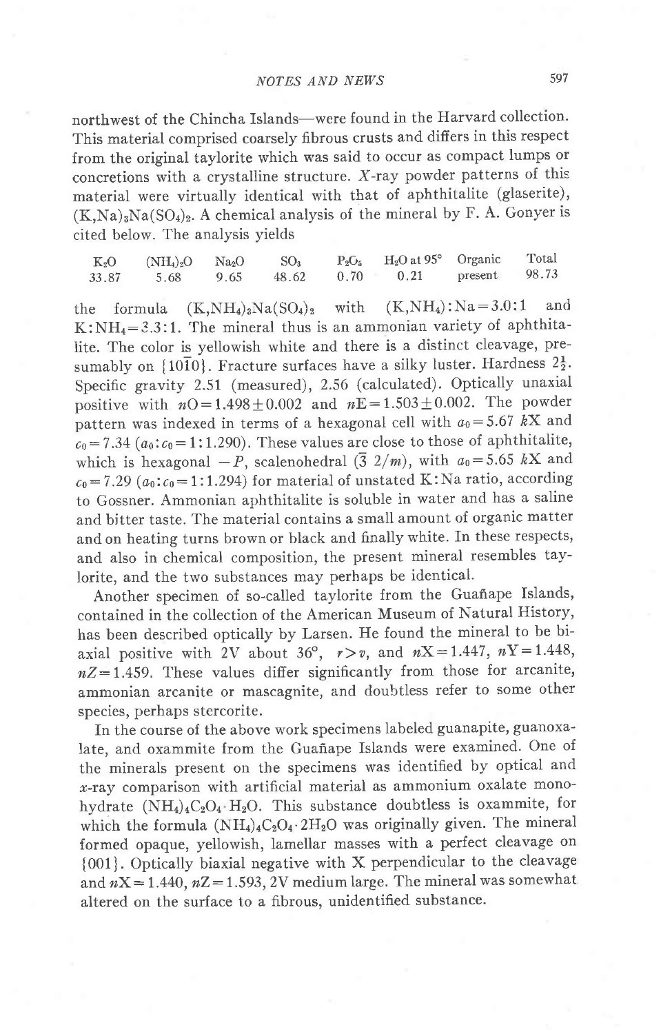northwest of the Chincha Islands—were found in the Harvard collection. This material comprised coarsely fibrous crusts and differs in this respect from the original taylorite which was said to occur as compact lumps or concretions with a crystalline structure. *X*-ray powder patterns of this material were virtually identical with that of aphthitalite (glaserite), $(K,Na)_3Na(SO_4)_2$. A chemical analysis of the mineral by F. A. Gonyer is cited below. The analysis yields

| $K_2O$ | $(NH_4)_2O$ | $Na_2O$ | $SO_3$ | $P_2O_5$ | $H_2O$ at 95° | Organic | Total |
|---|---|---|---|---|---|---|---|
| 33.87 | 5.68 | 9.65 | 48.62 | 0.70 | 0.21 | present | 98.73 |

the formula $(K,NH_4)_3Na(SO_4)_2$ with $(K,NH_4):Na=3.0:1$ and $K:NH_4=3.3:1$. The mineral thus is an ammonian variety of aphthitalite. The color is yellowish white and there is a distinct cleavage, presumably on $\{10\bar{1}0\}$. Fracture surfaces have a silky luster. Hardness $2\frac{1}{2}$. Specific gravity 2.51 (measured), 2.56 (calculated). Optically unaxial positive with $n$O$=1.498\pm0.002$ and $n$E$=1.503\pm0.002$. The powder pattern was indexed in terms of a hexagonal cell with $a_0=5.67$ *k*X and $c_0=7.34$ ($a_0:c_0=1:1.290$). These values are close to those of aphthitalite, which is hexagonal $-P$, scalenohedral ($\bar{3}$ $2/m$), with $a_0=5.65$ *k*X and $c_0=7.29$ ($a_0:c_0=1:1.294$) for material of unstated K:Na ratio, according to Gossner. Ammonian aphthitalite is soluble in water and has a saline and bitter taste. The material contains a small amount of organic matter and on heating turns brown or black and finally white. In these respects, and also in chemical composition, the present mineral resembles taylorite, and the two substances may perhaps be identical.

Another specimen of so-called taylorite from the Guañape Islands, contained in the collection of the American Museum of Natural History, has been described optically by Larsen. He found the mineral to be biaxial positive with 2V about 36°, $r>v$, and $n$X$=1.447$, $n$Y$=1.448$, $n$Z$=1.459$. These values differ significantly from those for arcanite, ammonian arcanite or mascagnite, and doubtless refer to some other species, perhaps stercorite.

In the course of the above work specimens labeled guanapite, guanoxalate, and oxammite from the Guañape Islands were examined. One of the minerals present on the specimens was identified by optical and *x*-ray comparison with artificial material as ammonium oxalate monohydrate $(NH_4)_4C_2O_4\cdot H_2O$. This substance doubtless is oxammite, for which the formula $(NH_4)_4C_2O_4\cdot 2H_2O$ was originally given. The mineral formed opaque, yellowish, lamellar masses with a perfect cleavage on $\{001\}$. Optically biaxial negative with X perpendicular to the cleavage and $n$X$=1.440$, $n$Z$=1.593$, 2V medium large. The mineral was somewhat altered on the surface to a fibrous, unidentified substance.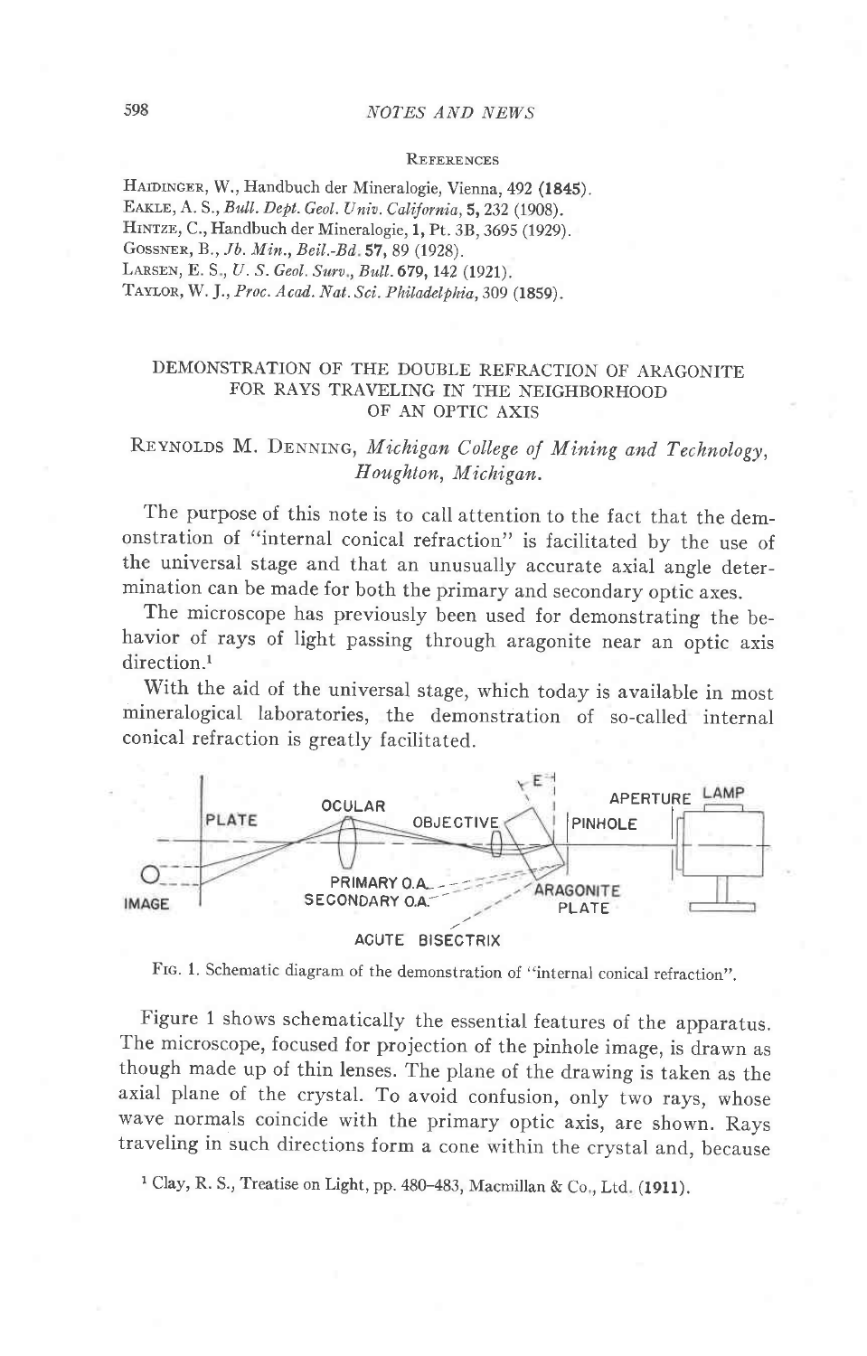## References

Haidinger, W., Handbuch der Mineralogie, Vienna, 492 (**1845**).
Eakle, A. S., *Bull. Dept. Geol. Univ. California*, **5**, 232 (1908).
Hintze, C., Handbuch der Mineralogie, **1**, Pt. 3B, 3695 (1929).
Gossner, B., *Jb. Min., Beil.-Bd.* **57**, 89 (1928).
Larsen, E. S., *U. S. Geol. Surv., Bull.* **679**, 142 (1921).
Taylor, W. J., *Proc. Acad. Nat. Sci. Philadelphia*, 309 (**1859**).

# DEMONSTRATION OF THE DOUBLE REFRACTION OF ARAGONITE FOR RAYS TRAVELING IN THE NEIGHBORHOOD OF AN OPTIC AXIS

Reynolds M. Denning, *Michigan College of Mining and Technology, Houghton, Michigan.*

The purpose of this note is to call attention to the fact that the demonstration of "internal conical refraction" is facilitated by the use of the universal stage and that an unusually accurate axial angle determination can be made for both the primary and secondary optic axes.

The microscope has previously been used for demonstrating the behavior of rays of light passing through aragonite near an optic axis direction.[1]

With the aid of the universal stage, which today is available in most mineralogical laboratories, the demonstration of so-called internal conical refraction is greatly facilitated.

E
OCULAR
PLATE
OBJECTIVE
APERTURE
LAMP
PINHOLE
IMAGE
PRIMARY O.A.
SECONDARY O.A.
ARAGONITE PLATE
ACUTE BISECTRIX

Fig. 1. Schematic diagram of the demonstration of "internal conical refraction".

Figure 1 shows schematically the essential features of the apparatus. The microscope, focused for projection of the pinhole image, is drawn as though made up of thin lenses. The plane of the drawing is taken as the axial plane of the crystal. To avoid confusion, only two rays, whose wave normals coincide with the primary optic axis, are shown. Rays traveling in such directions form a cone within the crystal and, because

[1] Clay, R. S., Treatise on Light, pp. 480–483, Macmillan & Co., Ltd. (**1911**).